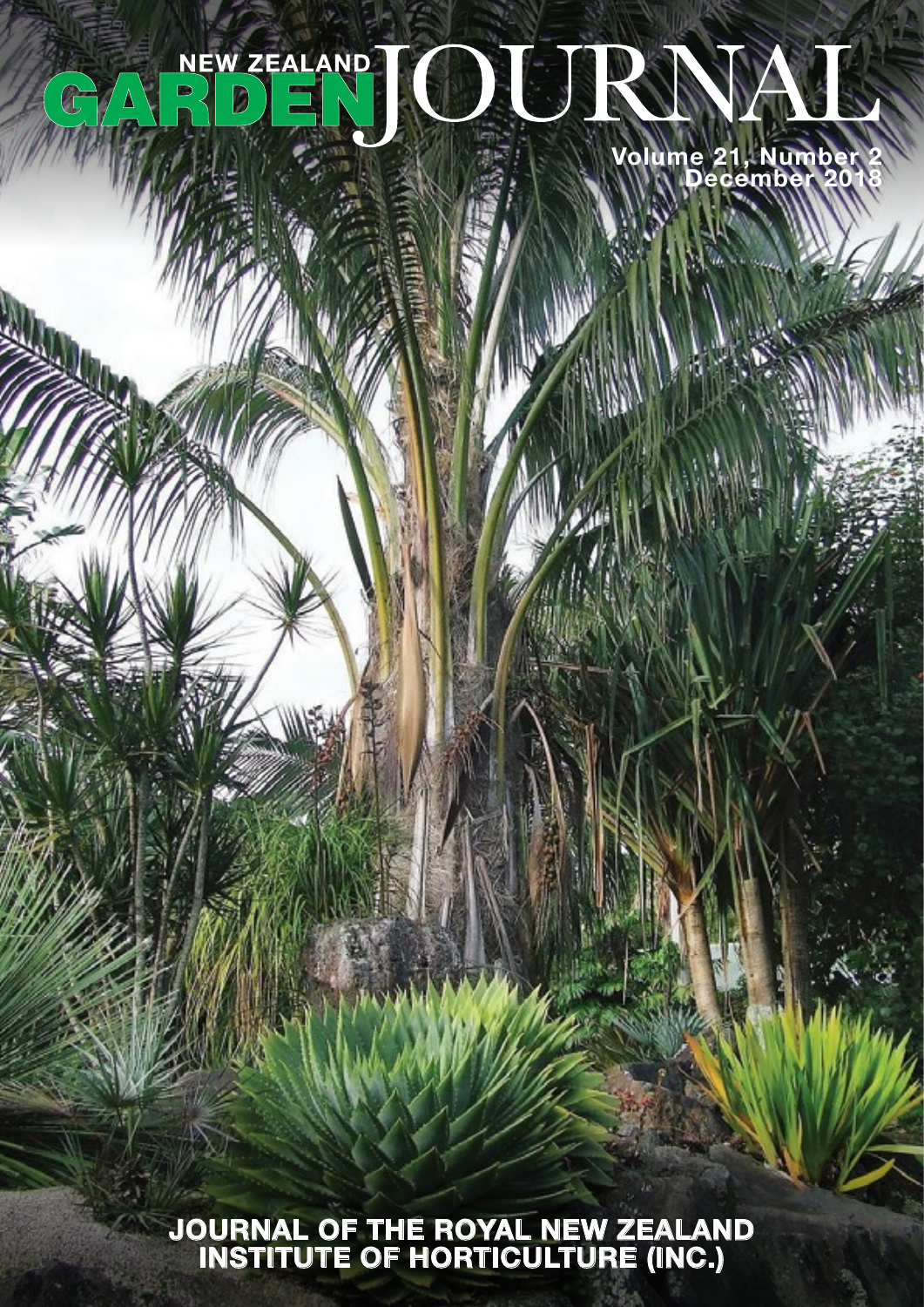# NEW ZEALAND GARDEN JOURNAL

Volume 21, Number 2
December 2018

JOURNAL OF THE ROYAL NEW ZEALAND INSTITUTE OF HORTICULTURE (INC.)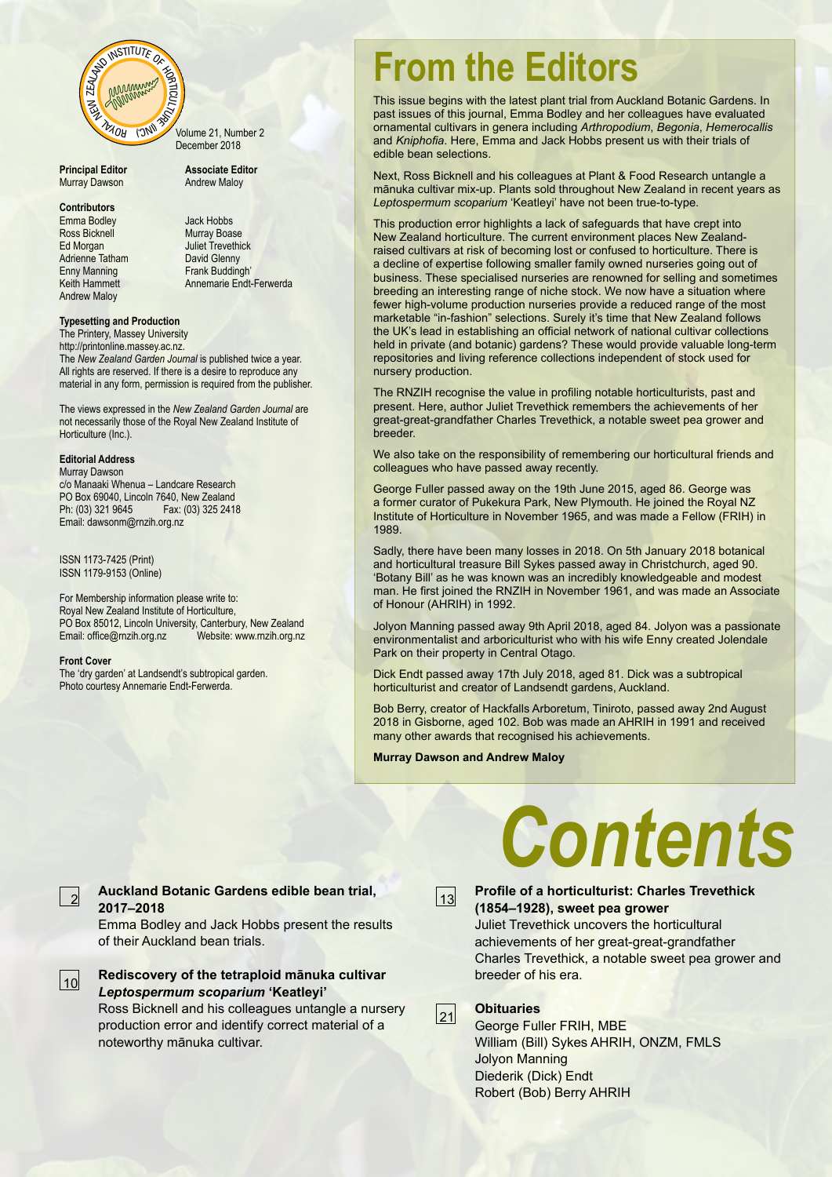Volume 21, Number 2
December 2018

**Principal Editor**
Murray Dawson

**Associate Editor**
Andrew Maloy

**Contributors**
Emma Bodley
Ross Bicknell
Ed Morgan
Adrienne Tatham
Enny Manning
Keith Hammett
Andrew Maloy
Jack Hobbs
Murray Boase
Juliet Trevethick
David Glenny
Frank Buddingh'
Annemarie Endt-Ferwerda

**Typesetting and Production**
The Printery, Massey University
http://printonline.massey.ac.nz.
The *New Zealand Garden Journal* is published twice a year. All rights are reserved. If there is a desire to reproduce any material in any form, permission is required from the publisher.

The views expressed in the *New Zealand Garden Journal* are not necessarily those of the Royal New Zealand Institute of Horticulture (Inc.).

**Editorial Address**
Murray Dawson
c/o Manaaki Whenua – Landcare Research
PO Box 69040, Lincoln 7640, New Zealand
Ph: (03) 321 9645 Fax: (03) 325 2418
Email: dawsonm@rnzih.org.nz

ISSN 1173-7425 (Print)
ISSN 1179-9153 (Online)

For Membership information please write to:
Royal New Zealand Institute of Horticulture,
PO Box 85012, Lincoln University, Canterbury, New Zealand
Email: office@rnzih.org.nz Website: www.rnzih.org.nz

**Front Cover**
The 'dry garden' at Landsendt's subtropical garden.
Photo courtesy Annemarie Endt-Ferwerda.

# From the Editors

This issue begins with the latest plant trial from Auckland Botanic Gardens. In past issues of this journal, Emma Bodley and her colleagues have evaluated ornamental cultivars in genera including *Arthropodium*, *Begonia*, *Hemerocallis* and *Kniphofia*. Here, Emma and Jack Hobbs present us with their trials of edible bean selections.

Next, Ross Bicknell and his colleagues at Plant & Food Research untangle a mānuka cultivar mix-up. Plants sold throughout New Zealand in recent years as *Leptospermum scoparium* 'Keatleyi' have not been true-to-type.

This production error highlights a lack of safeguards that have crept into New Zealand horticulture. The current environment places New Zealand-raised cultivars at risk of becoming lost or confused to horticulture. There is a decline of expertise following smaller family owned nurseries going out of business. These specialised nurseries are renowned for selling and sometimes breeding an interesting range of niche stock. We now have a situation where fewer high-volume production nurseries provide a reduced range of the most marketable "in-fashion" selections. Surely it's time that New Zealand follows the UK's lead in establishing an official network of national cultivar collections held in private (and botanic) gardens? These would provide valuable long-term repositories and living reference collections independent of stock used for nursery production.

The RNZIH recognise the value in profiling notable horticulturists, past and present. Here, author Juliet Trevethick remembers the achievements of her great-great-grandfather Charles Trevethick, a notable sweet pea grower and breeder.

We also take on the responsibility of remembering our horticultural friends and colleagues who have passed away recently.

George Fuller passed away on the 19th June 2015, aged 86. George was a former curator of Pukekura Park, New Plymouth. He joined the Royal NZ Institute of Horticulture in November 1965, and was made a Fellow (FRIH) in 1989.

Sadly, there have been many losses in 2018. On 5th January 2018 botanical and horticultural treasure Bill Sykes passed away in Christchurch, aged 90. 'Botany Bill' as he was known was an incredibly knowledgeable and modest man. He first joined the RNZIH in November 1961, and was made an Associate of Honour (AHRIH) in 1992.

Jolyon Manning passed away 9th April 2018, aged 84. Jolyon was a passionate environmentalist and arboriculturist who with his wife Enny created Jolendale Park on their property in Central Otago.

Dick Endt passed away 17th July 2018, aged 81. Dick was a subtropical horticulturist and creator of Landsendt gardens, Auckland.

Bob Berry, creator of Hackfalls Arboretum, Tiniroto, passed away 2nd August 2018 in Gisborne, aged 102. Bob was made an AHRIH in 1991 and received many other awards that recognised his achievements.

**Murray Dawson and Andrew Maloy**

# Contents

2 **Auckland Botanic Gardens edible bean trial, 2017–2018**
Emma Bodley and Jack Hobbs present the results of their Auckland bean trials.

10 **Rediscovery of the tetraploid mānuka cultivar *Leptospermum scoparium* 'Keatleyi'**
Ross Bicknell and his colleagues untangle a nursery production error and identify correct material of a noteworthy mānuka cultivar.

13 **Profile of a horticulturist: Charles Trevethick (1854–1928), sweet pea grower**
Juliet Trevethick uncovers the horticultural achievements of her great-great-grandfather Charles Trevethick, a notable sweet pea grower and breeder of his era.

21 **Obituaries**
George Fuller FRIH, MBE
William (Bill) Sykes AHRIH, ONZM, FMLS
Jolyon Manning
Diederik (Dick) Endt
Robert (Bob) Berry AHRIH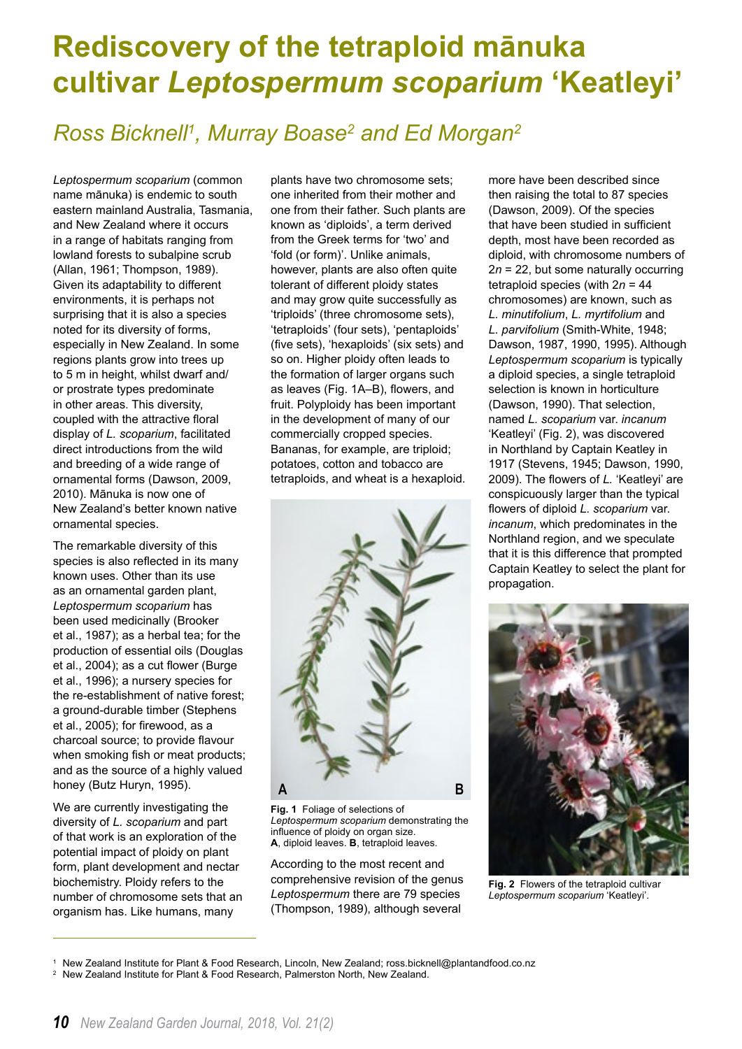# Rediscovery of the tetraploid mānuka cultivar *Leptospermum scoparium* 'Keatleyi'

## *Ross Bicknell[1], Murray Boase[2] and Ed Morgan[2]*

*Leptospermum scoparium* (common name mānuka) is endemic to south eastern mainland Australia, Tasmania, and New Zealand where it occurs in a range of habitats ranging from lowland forests to subalpine scrub (Allan, 1961; Thompson, 1989). Given its adaptability to different environments, it is perhaps not surprising that it is also a species noted for its diversity of forms, especially in New Zealand. In some regions plants grow into trees up to 5 m in height, whilst dwarf and/or prostrate types predominate in other areas. This diversity, coupled with the attractive floral display of *L. scoparium*, facilitated direct introductions from the wild and breeding of a wide range of ornamental forms (Dawson, 2009, 2010). Mānuka is now one of New Zealand's better known native ornamental species.

The remarkable diversity of this species is also reflected in its many known uses. Other than its use as an ornamental garden plant, *Leptospermum scoparium* has been used medicinally (Brooker et al., 1987); as a herbal tea; for the production of essential oils (Douglas et al., 2004); as a cut flower (Burge et al., 1996); a nursery species for the re-establishment of native forest; a ground-durable timber (Stephens et al., 2005); for firewood, as a charcoal source; to provide flavour when smoking fish or meat products; and as the source of a highly valued honey (Butz Huryn, 1995).

We are currently investigating the diversity of *L. scoparium* and part of that work is an exploration of the potential impact of ploidy on plant form, plant development and nectar biochemistry. Ploidy refers to the number of chromosome sets that an organism has. Like humans, many plants have two chromosome sets; one inherited from their mother and one from their father. Such plants are known as 'diploids', a term derived from the Greek terms for 'two' and 'fold (or form)'. Unlike animals, however, plants are also often quite tolerant of different ploidy states and may grow quite successfully as 'triploids' (three chromosome sets), 'tetraploids' (four sets), 'pentaploids' (five sets), 'hexaploids' (six sets) and so on. Higher ploidy often leads to the formation of larger organs such as leaves (Fig. 1A–B), flowers, and fruit. Polyploidy has been important in the development of many of our commercially cropped species. Bananas, for example, are triploid; potatoes, cotton and tobacco are tetraploids, and wheat is a hexaploid.

**Fig. 1** Foliage of selections of *Leptospermum scoparium* demonstrating the influence of ploidy on organ size. **A**, diploid leaves. **B**, tetraploid leaves.

According to the most recent and comprehensive revision of the genus *Leptospermum* there are 79 species (Thompson, 1989), although several more have been described since then raising the total to 87 species (Dawson, 2009). Of the species that have been studied in sufficient depth, most have been recorded as diploid, with chromosome numbers of $2n = 22$, but some naturally occurring tetraploid species (with $2n = 44$ chromosomes) are known, such as *L. minutifolium*, *L. myrtifolium* and *L. parvifolium* (Smith-White, 1948; Dawson, 1987, 1990, 1995). Although *Leptospermum scoparium* is typically a diploid species, a single tetraploid selection is known in horticulture (Dawson, 1990). That selection, named *L. scoparium* var. *incanum* 'Keatleyi' (Fig. 2), was discovered in Northland by Captain Keatley in 1917 (Stevens, 1945; Dawson, 1990, 2009). The flowers of *L.* 'Keatleyi' are conspicuously larger than the typical flowers of diploid *L. scoparium* var. *incanum*, which predominates in the Northland region, and we speculate that it is this difference that prompted Captain Keatley to select the plant for propagation.

**Fig. 2** Flowers of the tetraploid cultivar *Leptospermum scoparium* 'Keatleyi'.

---

[1] New Zealand Institute for Plant & Food Research, Lincoln, New Zealand; ross.bicknell@plantandfood.co.nz

[2] New Zealand Institute for Plant & Food Research, Palmerston North, New Zealand.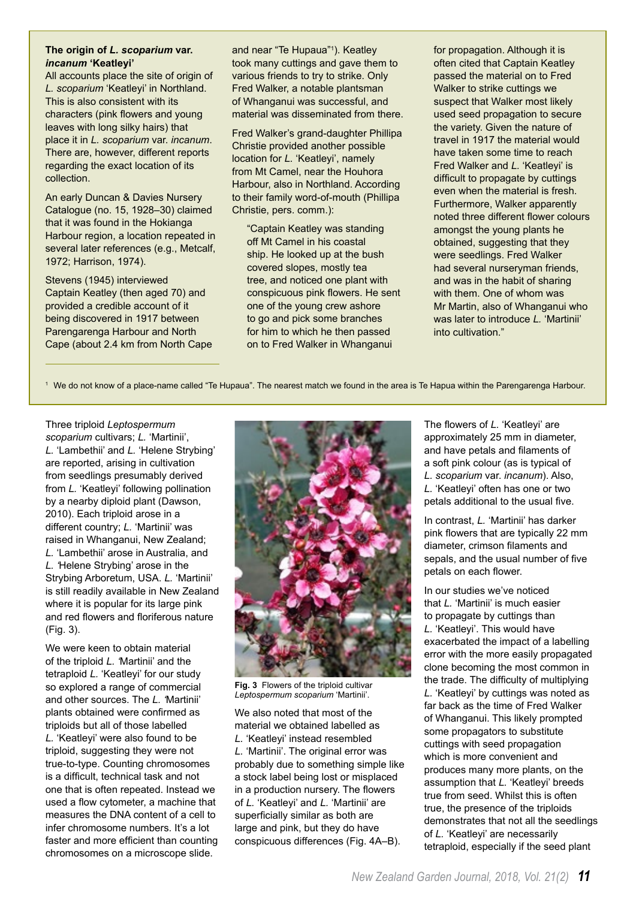### The origin of *L. scoparium* var. *incanum* 'Keatleyi'

All accounts place the site of origin of *L. scoparium* 'Keatleyi' in Northland. This is also consistent with its characters (pink flowers and young leaves with long silky hairs) that place it in *L. scoparium* var. *incanum*. There are, however, different reports regarding the exact location of its collection.

An early Duncan & Davies Nursery Catalogue (no. 15, 1928–30) claimed that it was found in the Hokianga Harbour region, a location repeated in several later references (e.g., Metcalf, 1972; Harrison, 1974).

Stevens (1945) interviewed Captain Keatley (then aged 70) and provided a credible account of it being discovered in 1917 between Parengarenga Harbour and North Cape (about 2.4 km from North Cape and near "Te Hupaua"[1]). Keatley took many cuttings and gave them to various friends to try to strike. Only Fred Walker, a notable plantsman of Whanganui was successful, and material was disseminated from there.

Fred Walker's grand-daughter Phillipa Christie provided another possible location for *L.* 'Keatleyi', namely from Mt Camel, near the Houhora Harbour, also in Northland. According to their family word-of-mouth (Phillipa Christie, pers. comm.):

> "Captain Keatley was standing off Mt Camel in his coastal ship. He looked up at the bush covered slopes, mostly tea tree, and noticed one plant with conspicuous pink flowers. He sent one of the young crew ashore to go and pick some branches for him to which he then passed on to Fred Walker in Whanganui for propagation. Although it is often cited that Captain Keatley passed the material on to Fred Walker to strike cuttings we suspect that Walker most likely used seed propagation to secure the variety. Given the nature of travel in 1917 the material would have taken some time to reach Fred Walker and *L.* 'Keatleyi' is difficult to propagate by cuttings even when the material is fresh. Furthermore, Walker apparently noted three different flower colours amongst the young plants he obtained, suggesting that they were seedlings. Fred Walker had several nurseryman friends, and was in the habit of sharing with them. One of whom was Mr Martin, also of Whanganui who was later to introduce *L.* 'Martinii' into cultivation."

[1] We do not know of a place-name called "Te Hupaua". The nearest match we found in the area is Te Hapua within the Parengarenga Harbour.

Three triploid *Leptospermum scoparium* cultivars; *L.* 'Martinii', *L.* 'Lambethii' and *L.* 'Helene Strybing' are reported, arising in cultivation from seedlings presumably derived from *L.* 'Keatleyi' following pollination by a nearby diploid plant (Dawson, 2010). Each triploid arose in a different country; *L.* 'Martinii' was raised in Whanganui, New Zealand; *L.* 'Lambethii' arose in Australia, and *L.* 'Helene Strybing' arose in the Strybing Arboretum, USA. *L.* 'Martinii' is still readily available in New Zealand where it is popular for its large pink and red flowers and floriferous nature (Fig. 3).

We were keen to obtain material of the triploid *L.* 'Martinii' and the tetraploid *L.* 'Keatleyi' for our study so explored a range of commercial and other sources. The *L.* 'Martinii' plants obtained were confirmed as triploids but all of those labelled *L.* 'Keatleyi' were also found to be triploid, suggesting they were not true-to-type. Counting chromosomes is a difficult, technical task and not one that is often repeated. Instead we used a flow cytometer, a machine that measures the DNA content of a cell to infer chromosome numbers. It's a lot faster and more efficient than counting chromosomes on a microscope slide.

**Fig. 3** Flowers of the triploid cultivar *Leptospermum scoparium* 'Martinii'.

We also noted that most of the material we obtained labelled as *L.* 'Keatleyi' instead resembled *L.* 'Martinii'. The original error was probably due to something simple like a stock label being lost or misplaced in a production nursery. The flowers of *L.* 'Keatleyi' and *L.* 'Martinii' are superficially similar as both are large and pink, but they do have conspicuous differences (Fig. 4A–B).

The flowers of *L.* 'Keatleyi' are approximately 25 mm in diameter, and have petals and filaments of a soft pink colour (as is typical of *L. scoparium* var. *incanum*). Also, *L.* 'Keatleyi' often has one or two petals additional to the usual five.

In contrast, *L.* 'Martinii' has darker pink flowers that are typically 22 mm diameter, crimson filaments and sepals, and the usual number of five petals on each flower.

In our studies we've noticed that *L.* 'Martinii' is much easier to propagate by cuttings than *L.* 'Keatleyi'. This would have exacerbated the impact of a labelling error with the more easily propagated clone becoming the most common in the trade. The difficulty of multiplying *L.* 'Keatleyi' by cuttings was noted as far back as the time of Fred Walker of Whanganui. This likely prompted some propagators to substitute cuttings with seed propagation which is more convenient and produces many more plants, on the assumption that *L.* 'Keatleyi' breeds true from seed. Whilst this is often true, the presence of the triploids demonstrates that not all the seedlings of *L.* 'Keatleyi' are necessarily tetraploid, especially if the seed plant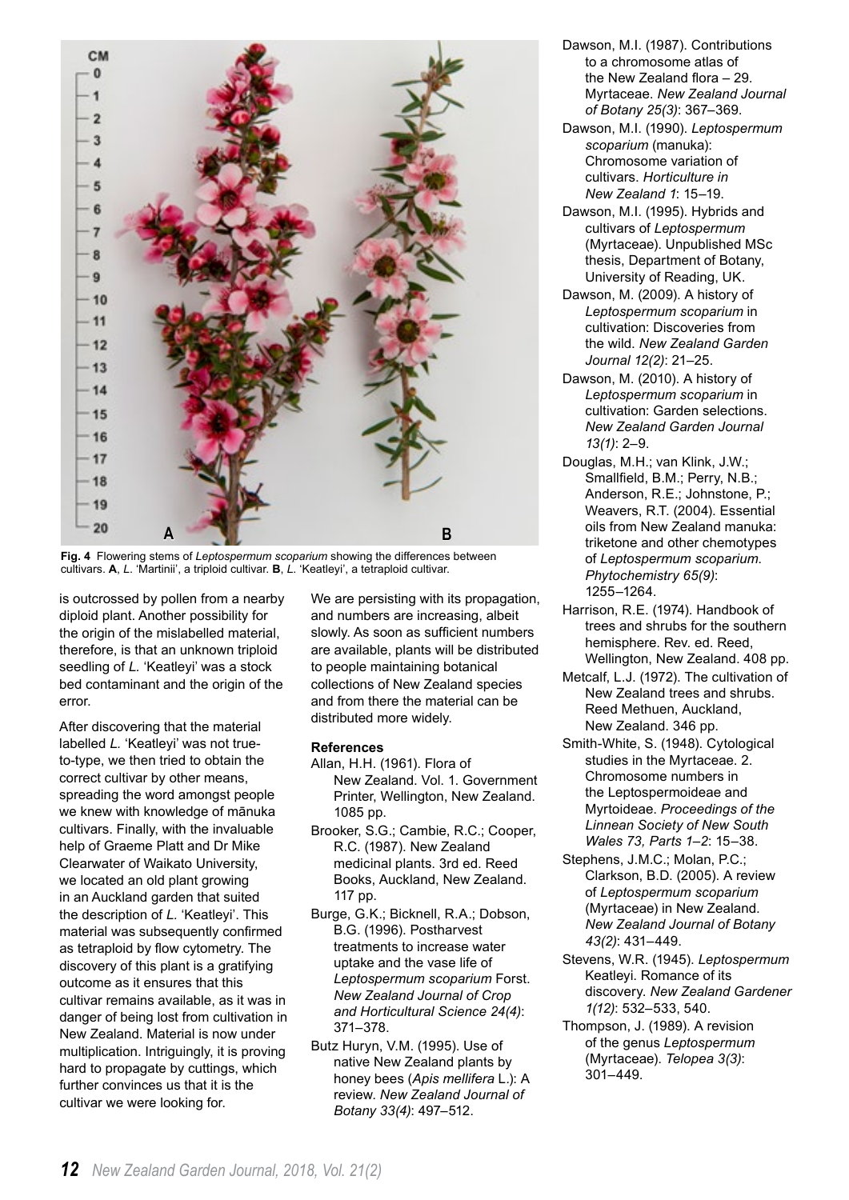CM
0
1
2
3
4
5
6
7
8
9
10
11
12
13
14
15
16
17
18
19
20
A
B

**Fig. 4** Flowering stems of *Leptospermum scoparium* showing the differences between cultivars. **A**, *L.* 'Martinii', a triploid cultivar. **B**, *L.* 'Keatleyi', a tetraploid cultivar.

is outcrossed by pollen from a nearby diploid plant. Another possibility for the origin of the mislabelled material, therefore, is that an unknown triploid seedling of *L.* 'Keatleyi' was a stock bed contaminant and the origin of the error.

After discovering that the material labelled *L.* 'Keatleyi' was not true-to-type, we then tried to obtain the correct cultivar by other means, spreading the word amongst people we knew with knowledge of mānuka cultivars. Finally, with the invaluable help of Graeme Platt and Dr Mike Clearwater of Waikato University, we located an old plant growing in an Auckland garden that suited the description of *L.* 'Keatleyi'. This material was subsequently confirmed as tetraploid by flow cytometry. The discovery of this plant is a gratifying outcome as it ensures that this cultivar remains available, as it was in danger of being lost from cultivation in New Zealand. Material is now under multiplication. Intriguingly, it is proving hard to propagate by cuttings, which further convinces us that it is the cultivar we were looking for.

We are persisting with its propagation, and numbers are increasing, albeit slowly. As soon as sufficient numbers are available, plants will be distributed to people maintaining botanical collections of New Zealand species and from there the material can be distributed more widely.

#### References

Allan, H.H. (1961). Flora of New Zealand. Vol. 1. Government Printer, Wellington, New Zealand. 1085 pp.

Brooker, S.G.; Cambie, R.C.; Cooper, R.C. (1987). New Zealand medicinal plants. 3rd ed. Reed Books, Auckland, New Zealand. 117 pp.

Burge, G.K.; Bicknell, R.A.; Dobson, B.G. (1996). Postharvest treatments to increase water uptake and the vase life of *Leptospermum scoparium* Forst. *New Zealand Journal of Crop and Horticultural Science 24(4)*: 371–378.

Butz Huryn, V.M. (1995). Use of native New Zealand plants by honey bees (*Apis mellifera* L.): A review. *New Zealand Journal of Botany 33(4)*: 497–512.

Dawson, M.I. (1987). Contributions to a chromosome atlas of the New Zealand flora – 29. Myrtaceae. *New Zealand Journal of Botany 25(3)*: 367–369.

Dawson, M.I. (1990). *Leptospermum scoparium* (manuka): Chromosome variation of cultivars. *Horticulture in New Zealand 1*: 15–19.

Dawson, M.I. (1995). Hybrids and cultivars of *Leptospermum* (Myrtaceae). Unpublished MSc thesis, Department of Botany, University of Reading, UK.

Dawson, M. (2009). A history of *Leptospermum scoparium* in cultivation: Discoveries from the wild. *New Zealand Garden Journal 12(2)*: 21–25.

Dawson, M. (2010). A history of *Leptospermum scoparium* in cultivation: Garden selections. *New Zealand Garden Journal 13(1)*: 2–9.

Douglas, M.H.; van Klink, J.W.; Smallfield, B.M.; Perry, N.B.; Anderson, R.E.; Johnstone, P.; Weavers, R.T. (2004). Essential oils from New Zealand manuka: triketone and other chemotypes of *Leptospermum scoparium*. *Phytochemistry 65(9)*: 1255–1264.

Harrison, R.E. (1974). Handbook of trees and shrubs for the southern hemisphere. Rev. ed. Reed, Wellington, New Zealand. 408 pp.

Metcalf, L.J. (1972). The cultivation of New Zealand trees and shrubs. Reed Methuen, Auckland, New Zealand. 346 pp.

Smith-White, S. (1948). Cytological studies in the Myrtaceae. 2. Chromosome numbers in the Leptospermoideae and Myrtoideae. *Proceedings of the Linnean Society of New South Wales 73, Parts 1–2*: 15–38.

Stephens, J.M.C.; Molan, P.C.; Clarkson, B.D. (2005). A review of *Leptospermum scoparium* (Myrtaceae) in New Zealand. *New Zealand Journal of Botany 43(2)*: 431–449.

Stevens, W.R. (1945). *Leptospermum* Keatleyi. Romance of its discovery. *New Zealand Gardener 1(12)*: 532–533, 540.

Thompson, J. (1989). A revision of the genus *Leptospermum* (Myrtaceae). *Telopea 3(3)*: 301–449.